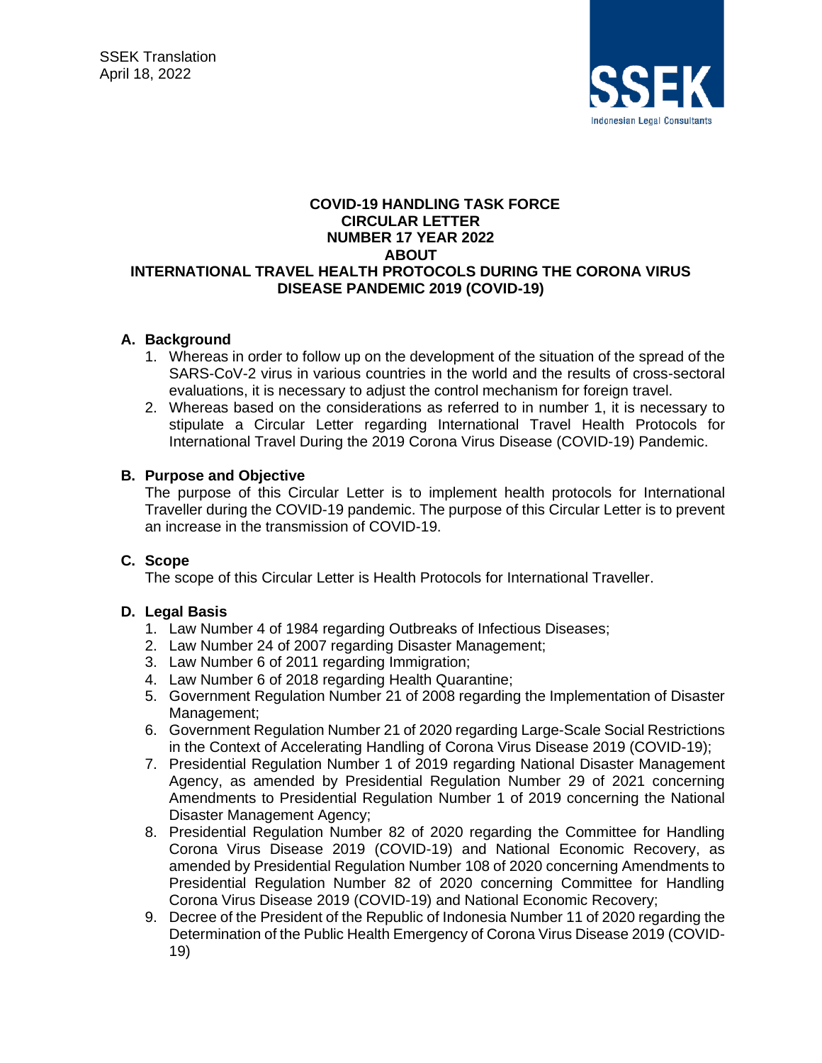SSEK Translation
April 18, 2022

SSEK
Indonesian Legal Consultants

# COVID-19 HANDLING TASK FORCE CIRCULAR LETTER NUMBER 17 YEAR 2022 ABOUT INTERNATIONAL TRAVEL HEALTH PROTOCOLS DURING THE CORONA VIRUS DISEASE PANDEMIC 2019 (COVID-19)

## A. Background

1. Whereas in order to follow up on the development of the situation of the spread of the SARS-CoV-2 virus in various countries in the world and the results of cross-sectoral evaluations, it is necessary to adjust the control mechanism for foreign travel.
2. Whereas based on the considerations as referred to in number 1, it is necessary to stipulate a Circular Letter regarding International Travel Health Protocols for International Travel During the 2019 Corona Virus Disease (COVID-19) Pandemic.

## B. Purpose and Objective

The purpose of this Circular Letter is to implement health protocols for International Traveller during the COVID-19 pandemic. The purpose of this Circular Letter is to prevent an increase in the transmission of COVID-19.

## C. Scope

The scope of this Circular Letter is Health Protocols for International Traveller.

## D. Legal Basis

1. Law Number 4 of 1984 regarding Outbreaks of Infectious Diseases;
2. Law Number 24 of 2007 regarding Disaster Management;
3. Law Number 6 of 2011 regarding Immigration;
4. Law Number 6 of 2018 regarding Health Quarantine;
5. Government Regulation Number 21 of 2008 regarding the Implementation of Disaster Management;
6. Government Regulation Number 21 of 2020 regarding Large-Scale Social Restrictions in the Context of Accelerating Handling of Corona Virus Disease 2019 (COVID-19);
7. Presidential Regulation Number 1 of 2019 regarding National Disaster Management Agency, as amended by Presidential Regulation Number 29 of 2021 concerning Amendments to Presidential Regulation Number 1 of 2019 concerning the National Disaster Management Agency;
8. Presidential Regulation Number 82 of 2020 regarding the Committee for Handling Corona Virus Disease 2019 (COVID-19) and National Economic Recovery, as amended by Presidential Regulation Number 108 of 2020 concerning Amendments to Presidential Regulation Number 82 of 2020 concerning Committee for Handling Corona Virus Disease 2019 (COVID-19) and National Economic Recovery;
9. Decree of the President of the Republic of Indonesia Number 11 of 2020 regarding the Determination of the Public Health Emergency of Corona Virus Disease 2019 (COVID-19)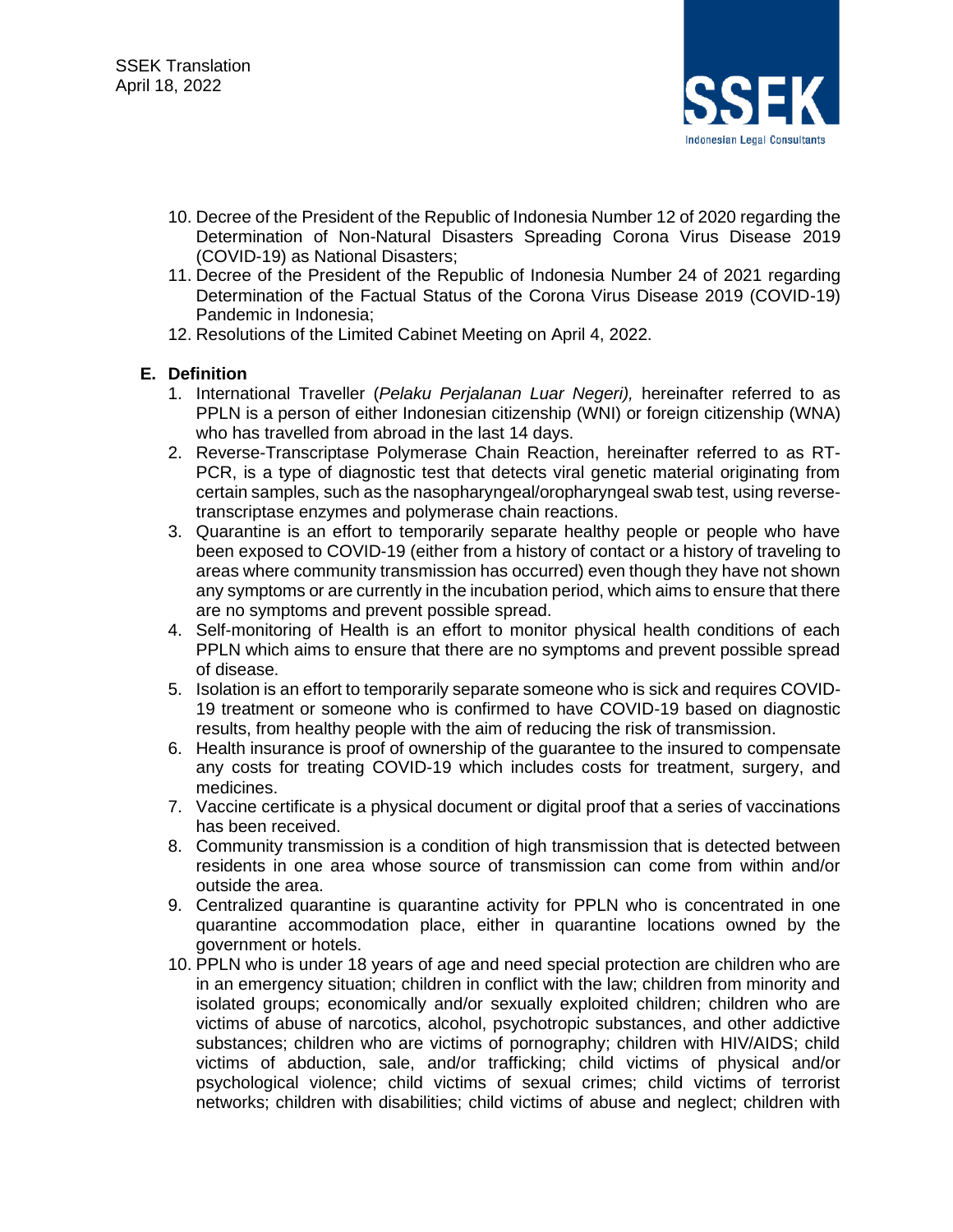10. Decree of the President of the Republic of Indonesia Number 12 of 2020 regarding the Determination of Non-Natural Disasters Spreading Corona Virus Disease 2019 (COVID-19) as National Disasters;
11. Decree of the President of the Republic of Indonesia Number 24 of 2021 regarding Determination of the Factual Status of the Corona Virus Disease 2019 (COVID-19) Pandemic in Indonesia;
12. Resolutions of the Limited Cabinet Meeting on April 4, 2022.

## E. Definition

1. International Traveller (*Pelaku Perjalanan Luar Negeri),* hereinafter referred to as PPLN is a person of either Indonesian citizenship (WNI) or foreign citizenship (WNA) who has travelled from abroad in the last 14 days.
2. Reverse-Transcriptase Polymerase Chain Reaction, hereinafter referred to as RT-PCR, is a type of diagnostic test that detects viral genetic material originating from certain samples, such as the nasopharyngeal/oropharyngeal swab test, using reverse-transcriptase enzymes and polymerase chain reactions.
3. Quarantine is an effort to temporarily separate healthy people or people who have been exposed to COVID-19 (either from a history of contact or a history of traveling to areas where community transmission has occurred) even though they have not shown any symptoms or are currently in the incubation period, which aims to ensure that there are no symptoms and prevent possible spread.
4. Self-monitoring of Health is an effort to monitor physical health conditions of each PPLN which aims to ensure that there are no symptoms and prevent possible spread of disease.
5. Isolation is an effort to temporarily separate someone who is sick and requires COVID-19 treatment or someone who is confirmed to have COVID-19 based on diagnostic results, from healthy people with the aim of reducing the risk of transmission.
6. Health insurance is proof of ownership of the guarantee to the insured to compensate any costs for treating COVID-19 which includes costs for treatment, surgery, and medicines.
7. Vaccine certificate is a physical document or digital proof that a series of vaccinations has been received.
8. Community transmission is a condition of high transmission that is detected between residents in one area whose source of transmission can come from within and/or outside the area.
9. Centralized quarantine is quarantine activity for PPLN who is concentrated in one quarantine accommodation place, either in quarantine locations owned by the government or hotels.
10. PPLN who is under 18 years of age and need special protection are children who are in an emergency situation; children in conflict with the law; children from minority and isolated groups; economically and/or sexually exploited children; children who are victims of abuse of narcotics, alcohol, psychotropic substances, and other addictive substances; children who are victims of pornography; children with HIV/AIDS; child victims of abduction, sale, and/or trafficking; child victims of physical and/or psychological violence; child victims of sexual crimes; child victims of terrorist networks; children with disabilities; child victims of abuse and neglect; children with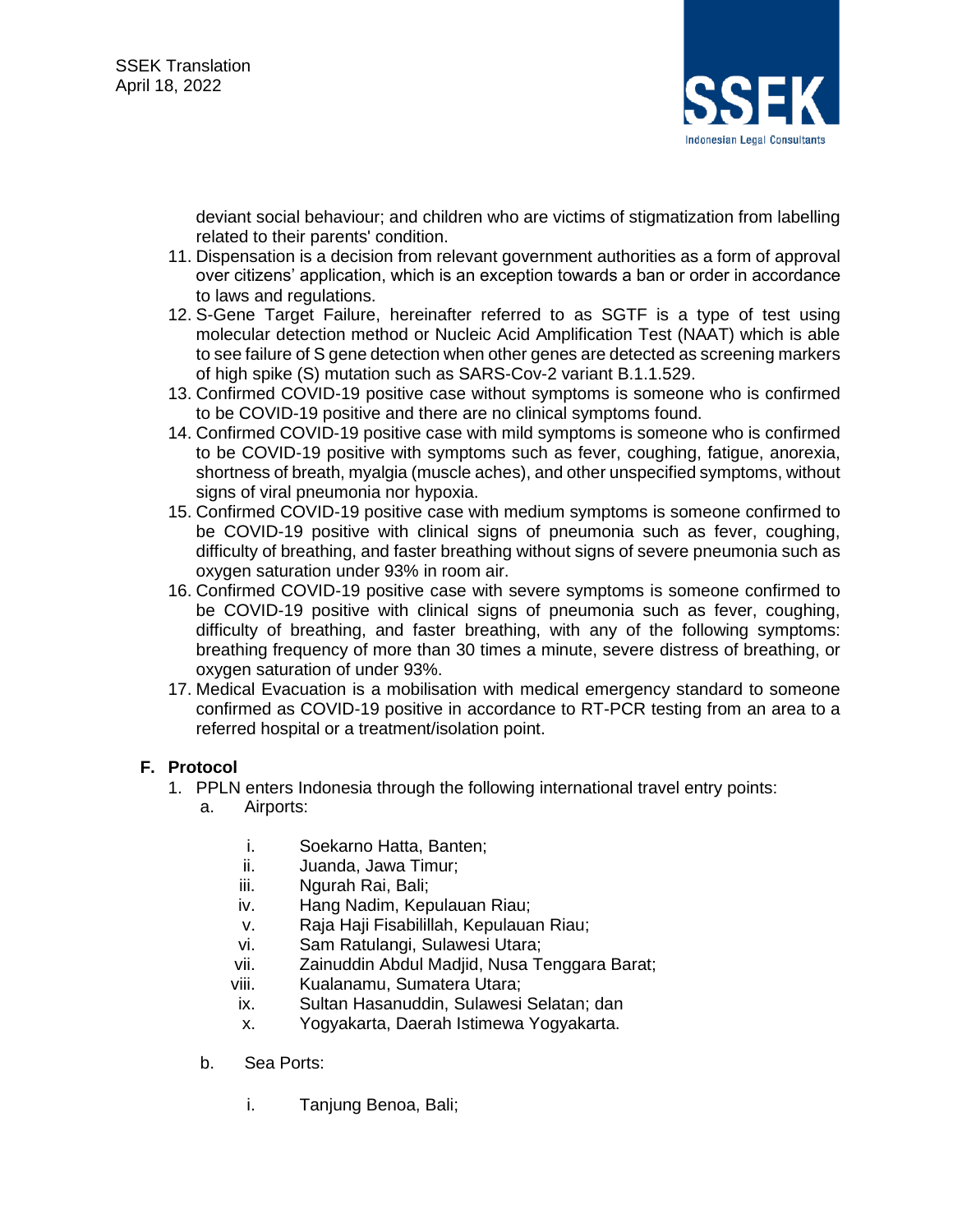deviant social behaviour; and children who are victims of stigmatization from labelling related to their parents' condition.

11. Dispensation is a decision from relevant government authorities as a form of approval over citizens' application, which is an exception towards a ban or order in accordance to laws and regulations.
12. S-Gene Target Failure, hereinafter referred to as SGTF is a type of test using molecular detection method or Nucleic Acid Amplification Test (NAAT) which is able to see failure of S gene detection when other genes are detected as screening markers of high spike (S) mutation such as SARS-Cov-2 variant B.1.1.529.
13. Confirmed COVID-19 positive case without symptoms is someone who is confirmed to be COVID-19 positive and there are no clinical symptoms found.
14. Confirmed COVID-19 positive case with mild symptoms is someone who is confirmed to be COVID-19 positive with symptoms such as fever, coughing, fatigue, anorexia, shortness of breath, myalgia (muscle aches), and other unspecified symptoms, without signs of viral pneumonia nor hypoxia.
15. Confirmed COVID-19 positive case with medium symptoms is someone confirmed to be COVID-19 positive with clinical signs of pneumonia such as fever, coughing, difficulty of breathing, and faster breathing without signs of severe pneumonia such as oxygen saturation under 93% in room air.
16. Confirmed COVID-19 positive case with severe symptoms is someone confirmed to be COVID-19 positive with clinical signs of pneumonia such as fever, coughing, difficulty of breathing, and faster breathing, with any of the following symptoms: breathing frequency of more than 30 times a minute, severe distress of breathing, or oxygen saturation of under 93%.
17. Medical Evacuation is a mobilisation with medical emergency standard to someone confirmed as COVID-19 positive in accordance to RT-PCR testing from an area to a referred hospital or a treatment/isolation point.

## F. Protocol

1. PPLN enters Indonesia through the following international travel entry points:
   a. Airports:
      i. Soekarno Hatta, Banten;
      ii. Juanda, Jawa Timur;
      iii. Ngurah Rai, Bali;
      iv. Hang Nadim, Kepulauan Riau;
      v. Raja Haji Fisabilillah, Kepulauan Riau;
      vi. Sam Ratulangi, Sulawesi Utara;
      vii. Zainuddin Abdul Madjid, Nusa Tenggara Barat;
      viii. Kualanamu, Sumatera Utara;
      ix. Sultan Hasanuddin, Sulawesi Selatan; dan
      x. Yogyakarta, Daerah Istimewa Yogyakarta.

   b. Sea Ports:
      i. Tanjung Benoa, Bali;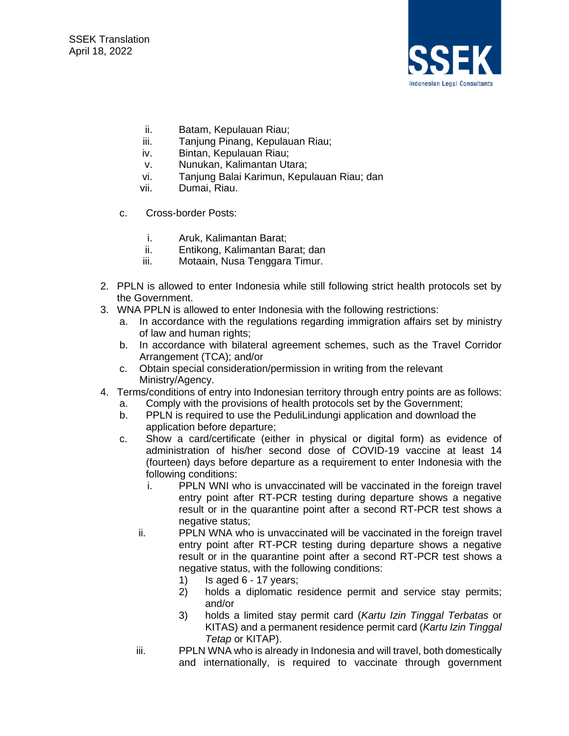ii. Batam, Kepulauan Riau;
   iii. Tanjung Pinang, Kepulauan Riau;
   iv. Bintan, Kepulauan Riau;
   v. Nunukan, Kalimantan Utara;
   vi. Tanjung Balai Karimun, Kepulauan Riau; dan
   vii. Dumai, Riau.

c. Cross-border Posts:

   i. Aruk, Kalimantan Barat;
   ii. Entikong, Kalimantan Barat; dan
   iii. Motaain, Nusa Tenggara Timur.

2. PPLN is allowed to enter Indonesia while still following strict health protocols set by the Government.
3. WNA PPLN is allowed to enter Indonesia with the following restrictions:
   a. In accordance with the regulations regarding immigration affairs set by ministry of law and human rights;
   b. In accordance with bilateral agreement schemes, such as the Travel Corridor Arrangement (TCA); and/or
   c. Obtain special consideration/permission in writing from the relevant Ministry/Agency.
4. Terms/conditions of entry into Indonesian territory through entry points are as follows:
   a. Comply with the provisions of health protocols set by the Government;
   b. PPLN is required to use the PeduliLindungi application and download the application before departure;
   c. Show a card/certificate (either in physical or digital form) as evidence of administration of his/her second dose of COVID-19 vaccine at least 14 (fourteen) days before departure as a requirement to enter Indonesia with the following conditions:
      i. PPLN WNI who is unvaccinated will be vaccinated in the foreign travel entry point after RT-PCR testing during departure shows a negative result or in the quarantine point after a second RT-PCR test shows a negative status;
      ii. PPLN WNA who is unvaccinated will be vaccinated in the foreign travel entry point after RT-PCR testing during departure shows a negative result or in the quarantine point after a second RT-PCR test shows a negative status, with the following conditions:
         1) Is aged 6 - 17 years;
         2) holds a diplomatic residence permit and service stay permits; and/or
         3) holds a limited stay permit card (*Kartu Izin Tinggal Terbatas* or KITAS) and a permanent residence permit card (*Kartu Izin Tinggal Tetap* or KITAP).
      iii. PPLN WNA who is already in Indonesia and will travel, both domestically and internationally, is required to vaccinate through government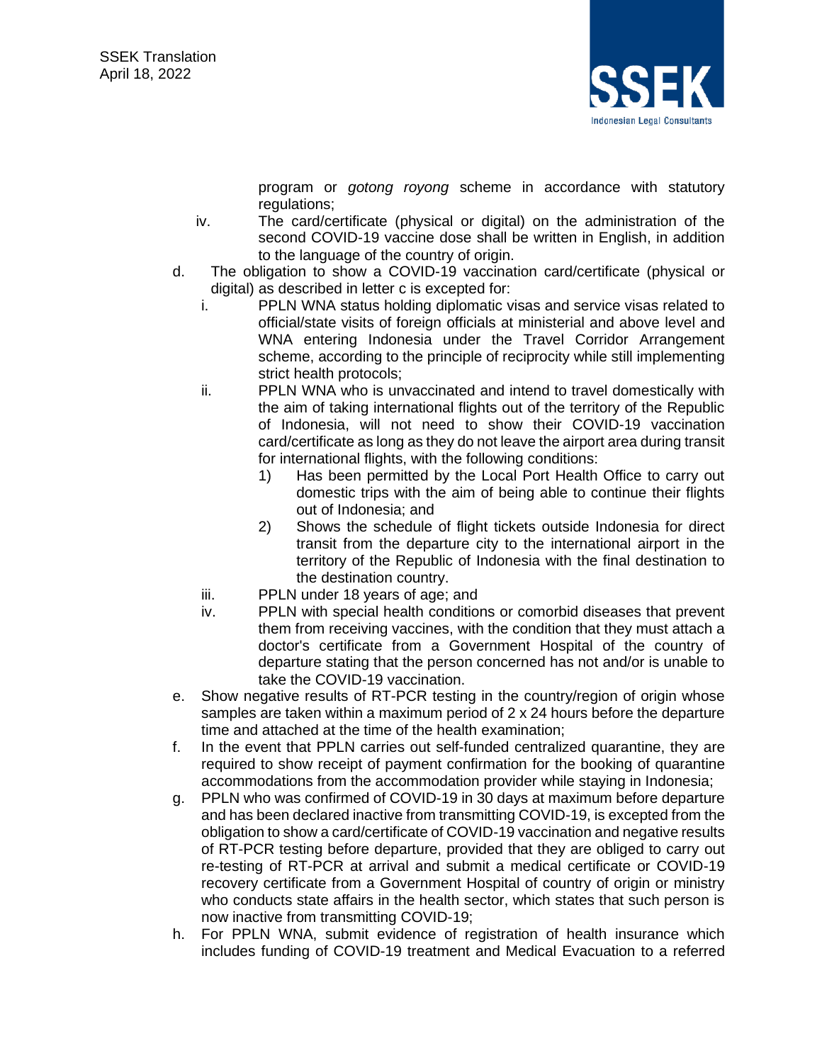program or *gotong royong* scheme in accordance with statutory regulations;

iv. The card/certificate (physical or digital) on the administration of the second COVID-19 vaccine dose shall be written in English, in addition to the language of the country of origin.

d. The obligation to show a COVID-19 vaccination card/certificate (physical or digital) as described in letter c is excepted for:

   i. PPLN WNA status holding diplomatic visas and service visas related to official/state visits of foreign officials at ministerial and above level and WNA entering Indonesia under the Travel Corridor Arrangement scheme, according to the principle of reciprocity while still implementing strict health protocols;

   ii. PPLN WNA who is unvaccinated and intend to travel domestically with the aim of taking international flights out of the territory of the Republic of Indonesia, will not need to show their COVID-19 vaccination card/certificate as long as they do not leave the airport area during transit for international flights, with the following conditions:

      1) Has been permitted by the Local Port Health Office to carry out domestic trips with the aim of being able to continue their flights out of Indonesia; and

      2) Shows the schedule of flight tickets outside Indonesia for direct transit from the departure city to the international airport in the territory of the Republic of Indonesia with the final destination to the destination country.

   iii. PPLN under 18 years of age; and

   iv. PPLN with special health conditions or comorbid diseases that prevent them from receiving vaccines, with the condition that they must attach a doctor's certificate from a Government Hospital of the country of departure stating that the person concerned has not and/or is unable to take the COVID-19 vaccination.

e. Show negative results of RT-PCR testing in the country/region of origin whose samples are taken within a maximum period of 2 x 24 hours before the departure time and attached at the time of the health examination;

f. In the event that PPLN carries out self-funded centralized quarantine, they are required to show receipt of payment confirmation for the booking of quarantine accommodations from the accommodation provider while staying in Indonesia;

g. PPLN who was confirmed of COVID-19 in 30 days at maximum before departure and has been declared inactive from transmitting COVID-19, is excepted from the obligation to show a card/certificate of COVID-19 vaccination and negative results of RT-PCR testing before departure, provided that they are obliged to carry out re-testing of RT-PCR at arrival and submit a medical certificate or COVID-19 recovery certificate from a Government Hospital of country of origin or ministry who conducts state affairs in the health sector, which states that such person is now inactive from transmitting COVID-19;

h. For PPLN WNA, submit evidence of registration of health insurance which includes funding of COVID-19 treatment and Medical Evacuation to a referred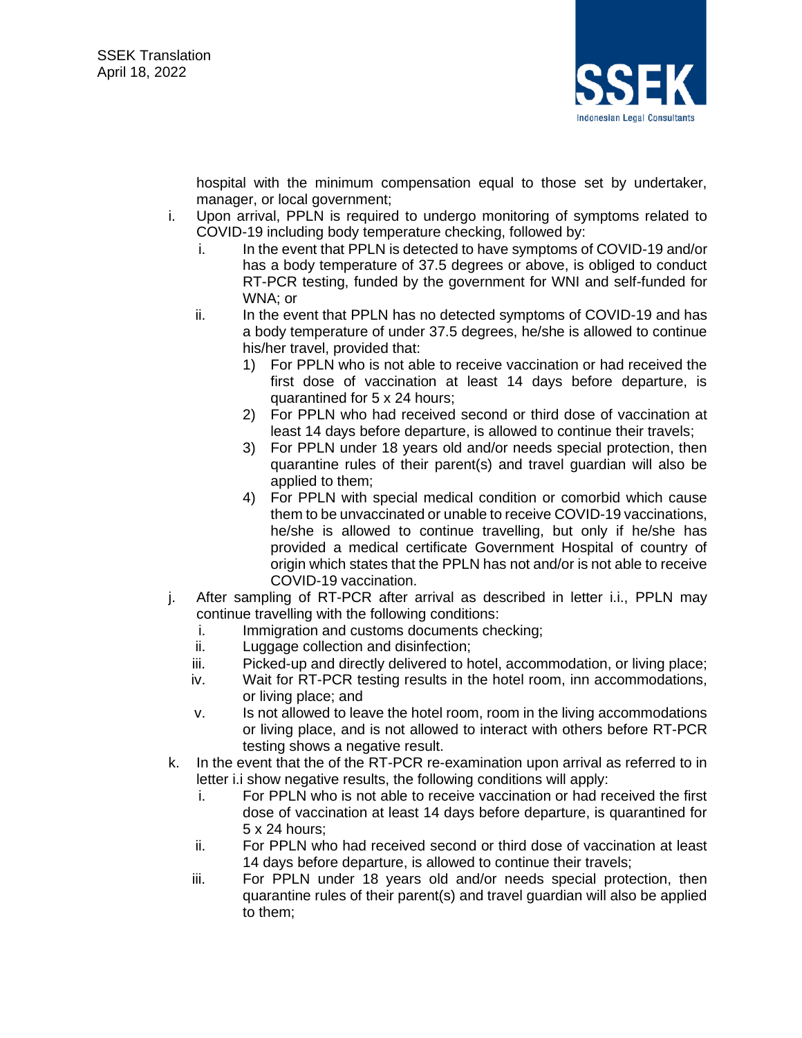hospital with the minimum compensation equal to those set by undertaker, manager, or local government;

i. Upon arrival, PPLN is required to undergo monitoring of symptoms related to COVID-19 including body temperature checking, followed by:
   i. In the event that PPLN is detected to have symptoms of COVID-19 and/or has a body temperature of 37.5 degrees or above, is obliged to conduct RT-PCR testing, funded by the government for WNI and self-funded for WNA; or
   ii. In the event that PPLN has no detected symptoms of COVID-19 and has a body temperature of under 37.5 degrees, he/she is allowed to continue his/her travel, provided that:
      1) For PPLN who is not able to receive vaccination or had received the first dose of vaccination at least 14 days before departure, is quarantined for 5 x 24 hours;
      2) For PPLN who had received second or third dose of vaccination at least 14 days before departure, is allowed to continue their travels;
      3) For PPLN under 18 years old and/or needs special protection, then quarantine rules of their parent(s) and travel guardian will also be applied to them;
      4) For PPLN with special medical condition or comorbid which cause them to be unvaccinated or unable to receive COVID-19 vaccinations, he/she is allowed to continue travelling, but only if he/she has provided a medical certificate Government Hospital of country of origin which states that the PPLN has not and/or is not able to receive COVID-19 vaccination.

j. After sampling of RT-PCR after arrival as described in letter i.i., PPLN may continue travelling with the following conditions:
   i. Immigration and customs documents checking;
   ii. Luggage collection and disinfection;
   iii. Picked-up and directly delivered to hotel, accommodation, or living place;
   iv. Wait for RT-PCR testing results in the hotel room, inn accommodations, or living place; and
   v. Is not allowed to leave the hotel room, room in the living accommodations or living place, and is not allowed to interact with others before RT-PCR testing shows a negative result.

k. In the event that the of the RT-PCR re-examination upon arrival as referred to in letter i.i show negative results, the following conditions will apply:
   i. For PPLN who is not able to receive vaccination or had received the first dose of vaccination at least 14 days before departure, is quarantined for 5 x 24 hours;
   ii. For PPLN who had received second or third dose of vaccination at least 14 days before departure, is allowed to continue their travels;
   iii. For PPLN under 18 years old and/or needs special protection, then quarantine rules of their parent(s) and travel guardian will also be applied to them;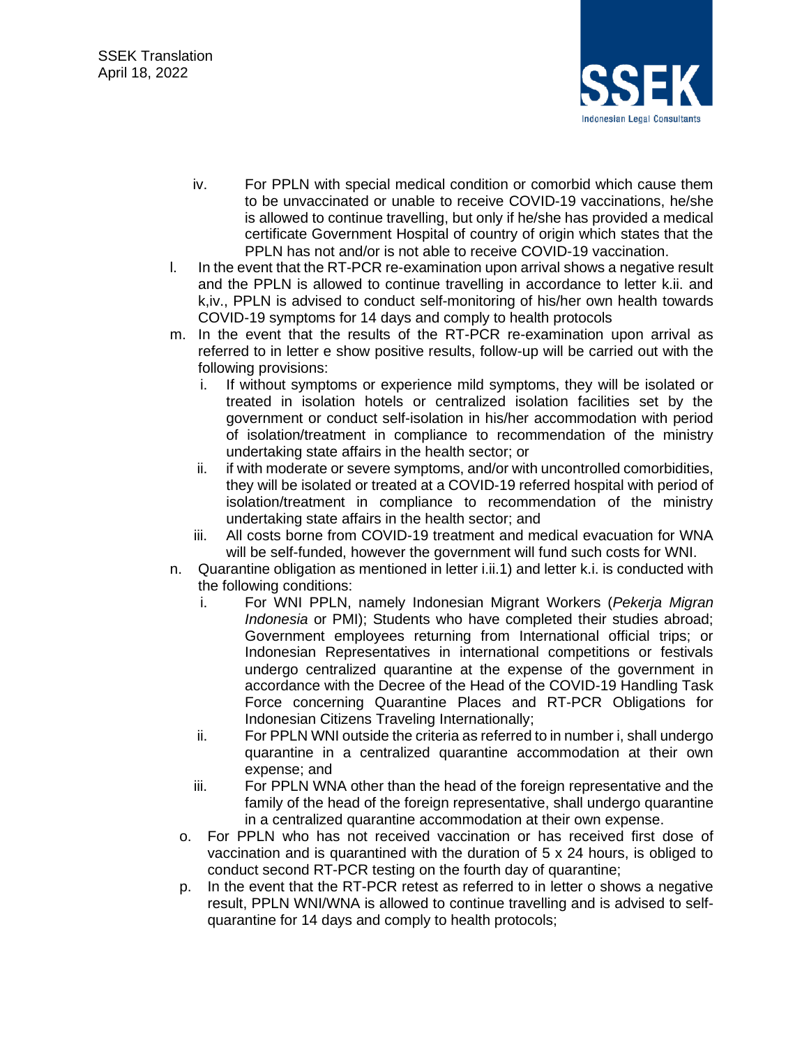iv. For PPLN with special medical condition or comorbid which cause them to be unvaccinated or unable to receive COVID-19 vaccinations, he/she is allowed to continue travelling, but only if he/she has provided a medical certificate Government Hospital of country of origin which states that the PPLN has not and/or is not able to receive COVID-19 vaccination.

l. In the event that the RT-PCR re-examination upon arrival shows a negative result and the PPLN is allowed to continue travelling in accordance to letter k.ii. and k,iv., PPLN is advised to conduct self-monitoring of his/her own health towards COVID-19 symptoms for 14 days and comply to health protocols

m. In the event that the results of the RT-PCR re-examination upon arrival as referred to in letter e show positive results, follow-up will be carried out with the following provisions:
    i. If without symptoms or experience mild symptoms, they will be isolated or treated in isolation hotels or centralized isolation facilities set by the government or conduct self-isolation in his/her accommodation with period of isolation/treatment in compliance to recommendation of the ministry undertaking state affairs in the health sector; or
    ii. if with moderate or severe symptoms, and/or with uncontrolled comorbidities, they will be isolated or treated at a COVID-19 referred hospital with period of isolation/treatment in compliance to recommendation of the ministry undertaking state affairs in the health sector; and
    iii. All costs borne from COVID-19 treatment and medical evacuation for WNA will be self-funded, however the government will fund such costs for WNI.

n. Quarantine obligation as mentioned in letter i.ii.1) and letter k.i. is conducted with the following conditions:
    i. For WNI PPLN, namely Indonesian Migrant Workers (*Pekerja Migran Indonesia* or PMI); Students who have completed their studies abroad; Government employees returning from International official trips; or Indonesian Representatives in international competitions or festivals undergo centralized quarantine at the expense of the government in accordance with the Decree of the Head of the COVID-19 Handling Task Force concerning Quarantine Places and RT-PCR Obligations for Indonesian Citizens Traveling Internationally;
    ii. For PPLN WNI outside the criteria as referred to in number i, shall undergo quarantine in a centralized quarantine accommodation at their own expense; and
    iii. For PPLN WNA other than the head of the foreign representative and the family of the head of the foreign representative, shall undergo quarantine in a centralized quarantine accommodation at their own expense.

o. For PPLN who has not received vaccination or has received first dose of vaccination and is quarantined with the duration of 5 x 24 hours, is obliged to conduct second RT-PCR testing on the fourth day of quarantine;

p. In the event that the RT-PCR retest as referred to in letter o shows a negative result, PPLN WNI/WNA is allowed to continue travelling and is advised to self-quarantine for 14 days and comply to health protocols;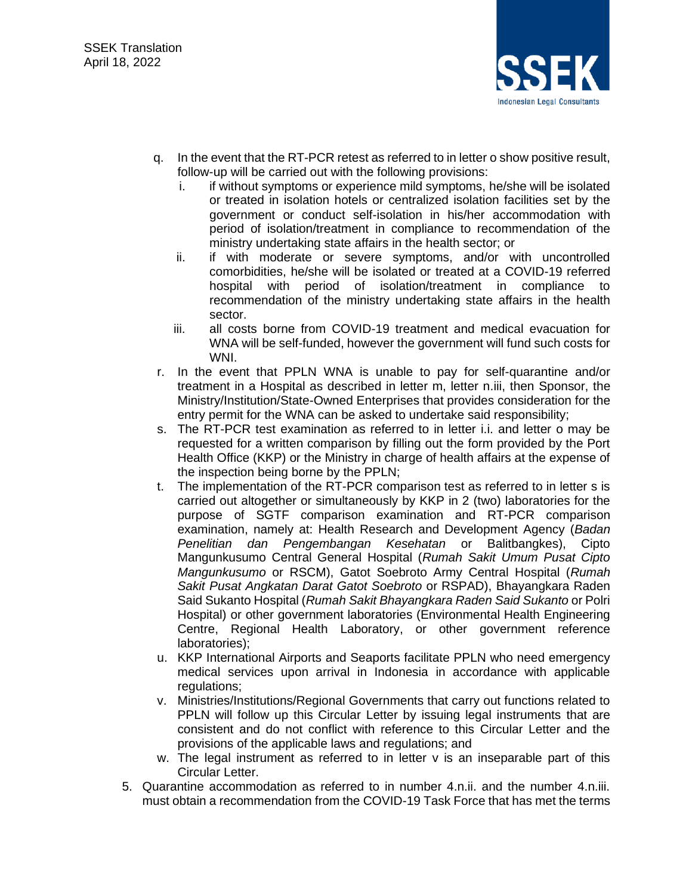q. In the event that the RT-PCR retest as referred to in letter o show positive result, follow-up will be carried out with the following provisions:
   i. if without symptoms or experience mild symptoms, he/she will be isolated or treated in isolation hotels or centralized isolation facilities set by the government or conduct self-isolation in his/her accommodation with period of isolation/treatment in compliance to recommendation of the ministry undertaking state affairs in the health sector; or
   ii. if with moderate or severe symptoms, and/or with uncontrolled comorbidities, he/she will be isolated or treated at a COVID-19 referred hospital with period of isolation/treatment in compliance to recommendation of the ministry undertaking state affairs in the health sector.
   iii. all costs borne from COVID-19 treatment and medical evacuation for WNA will be self-funded, however the government will fund such costs for WNI.

r. In the event that PPLN WNA is unable to pay for self-quarantine and/or treatment in a Hospital as described in letter m, letter n.iii, then Sponsor, the Ministry/Institution/State-Owned Enterprises that provides consideration for the entry permit for the WNA can be asked to undertake said responsibility;

s. The RT-PCR test examination as referred to in letter i.i. and letter o may be requested for a written comparison by filling out the form provided by the Port Health Office (KKP) or the Ministry in charge of health affairs at the expense of the inspection being borne by the PPLN;

t. The implementation of the RT-PCR comparison test as referred to in letter s is carried out altogether or simultaneously by KKP in 2 (two) laboratories for the purpose of SGTF comparison examination and RT-PCR comparison examination, namely at: Health Research and Development Agency (*Badan Penelitian dan Pengembangan Kesehatan* or Balitbangkes), Cipto Mangunkusumo Central General Hospital (*Rumah Sakit Umum Pusat Cipto Mangunkusumo* or RSCM), Gatot Soebroto Army Central Hospital (*Rumah Sakit Pusat Angkatan Darat Gatot Soebroto* or RSPAD), Bhayangkara Raden Said Sukanto Hospital (*Rumah Sakit Bhayangkara Raden Said Sukanto* or Polri Hospital) or other government laboratories (Environmental Health Engineering Centre, Regional Health Laboratory, or other government reference laboratories);

u. KKP International Airports and Seaports facilitate PPLN who need emergency medical services upon arrival in Indonesia in accordance with applicable regulations;

v. Ministries/Institutions/Regional Governments that carry out functions related to PPLN will follow up this Circular Letter by issuing legal instruments that are consistent and do not conflict with reference to this Circular Letter and the provisions of the applicable laws and regulations; and

w. The legal instrument as referred to in letter v is an inseparable part of this Circular Letter.

5. Quarantine accommodation as referred to in number 4.n.ii. and the number 4.n.iii. must obtain a recommendation from the COVID-19 Task Force that has met the terms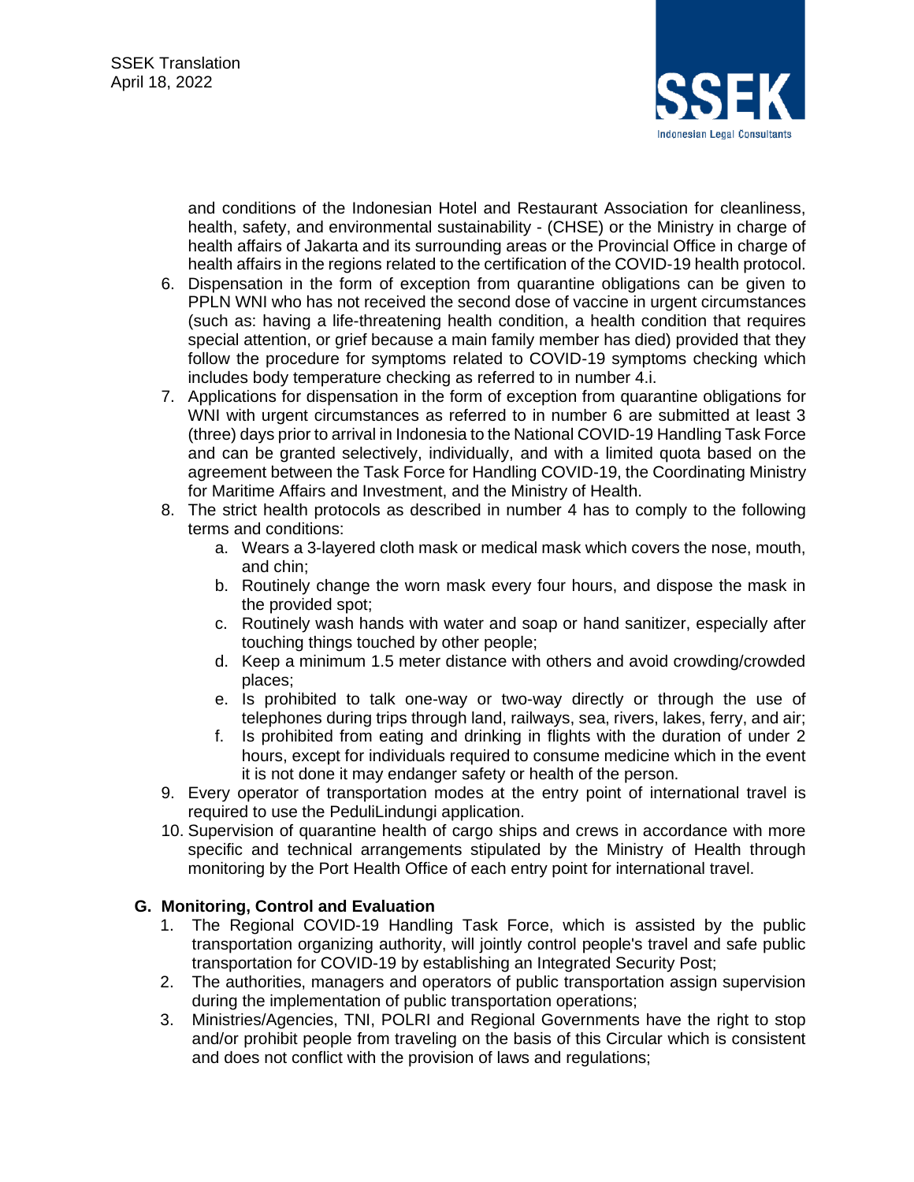and conditions of the Indonesian Hotel and Restaurant Association for cleanliness, health, safety, and environmental sustainability - (CHSE) or the Ministry in charge of health affairs of Jakarta and its surrounding areas or the Provincial Office in charge of health affairs in the regions related to the certification of the COVID-19 health protocol.

6. Dispensation in the form of exception from quarantine obligations can be given to PPLN WNI who has not received the second dose of vaccine in urgent circumstances (such as: having a life-threatening health condition, a health condition that requires special attention, or grief because a main family member has died) provided that they follow the procedure for symptoms related to COVID-19 symptoms checking which includes body temperature checking as referred to in number 4.i.
7. Applications for dispensation in the form of exception from quarantine obligations for WNI with urgent circumstances as referred to in number 6 are submitted at least 3 (three) days prior to arrival in Indonesia to the National COVID-19 Handling Task Force and can be granted selectively, individually, and with a limited quota based on the agreement between the Task Force for Handling COVID-19, the Coordinating Ministry for Maritime Affairs and Investment, and the Ministry of Health.
8. The strict health protocols as described in number 4 has to comply to the following terms and conditions:
   a. Wears a 3-layered cloth mask or medical mask which covers the nose, mouth, and chin;
   b. Routinely change the worn mask every four hours, and dispose the mask in the provided spot;
   c. Routinely wash hands with water and soap or hand sanitizer, especially after touching things touched by other people;
   d. Keep a minimum 1.5 meter distance with others and avoid crowding/crowded places;
   e. Is prohibited to talk one-way or two-way directly or through the use of telephones during trips through land, railways, sea, rivers, lakes, ferry, and air;
   f. Is prohibited from eating and drinking in flights with the duration of under 2 hours, except for individuals required to consume medicine which in the event it is not done it may endanger safety or health of the person.
9. Every operator of transportation modes at the entry point of international travel is required to use the PeduliLindungi application.
10. Supervision of quarantine health of cargo ships and crews in accordance with more specific and technical arrangements stipulated by the Ministry of Health through monitoring by the Port Health Office of each entry point for international travel.

## G. Monitoring, Control and Evaluation

1. The Regional COVID-19 Handling Task Force, which is assisted by the public transportation organizing authority, will jointly control people's travel and safe public transportation for COVID-19 by establishing an Integrated Security Post;
2. The authorities, managers and operators of public transportation assign supervision during the implementation of public transportation operations;
3. Ministries/Agencies, TNI, POLRI and Regional Governments have the right to stop and/or prohibit people from traveling on the basis of this Circular which is consistent and does not conflict with the provision of laws and regulations;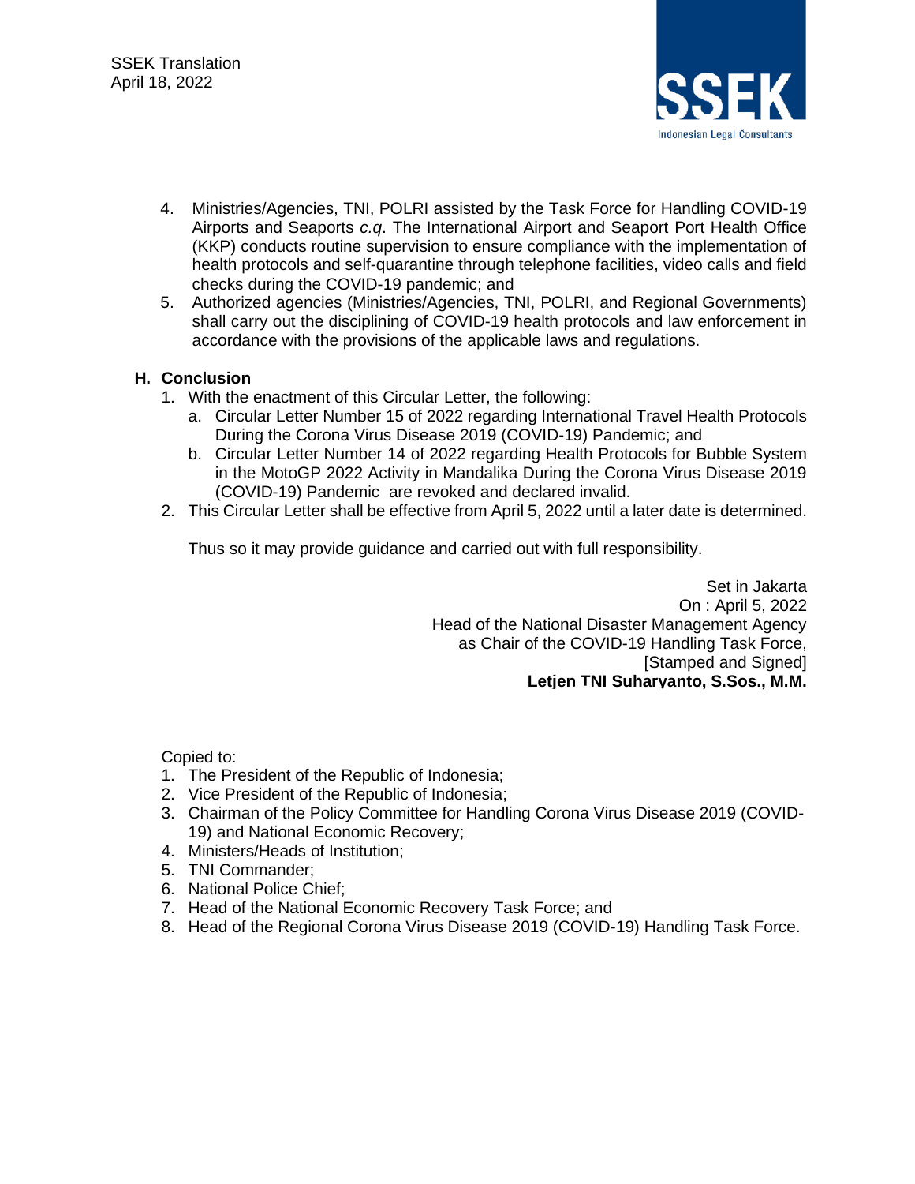4. Ministries/Agencies, TNI, POLRI assisted by the Task Force for Handling COVID-19 Airports and Seaports *c.q*. The International Airport and Seaport Port Health Office (KKP) conducts routine supervision to ensure compliance with the implementation of health protocols and self-quarantine through telephone facilities, video calls and field checks during the COVID-19 pandemic; and
5. Authorized agencies (Ministries/Agencies, TNI, POLRI, and Regional Governments) shall carry out the disciplining of COVID-19 health protocols and law enforcement in accordance with the provisions of the applicable laws and regulations.

## H. Conclusion

1. With the enactment of this Circular Letter, the following:
   a. Circular Letter Number 15 of 2022 regarding International Travel Health Protocols During the Corona Virus Disease 2019 (COVID-19) Pandemic; and
   b. Circular Letter Number 14 of 2022 regarding Health Protocols for Bubble System in the MotoGP 2022 Activity in Mandalika During the Corona Virus Disease 2019 (COVID-19) Pandemic are revoked and declared invalid.
2. This Circular Letter shall be effective from April 5, 2022 until a later date is determined.

Thus so it may provide guidance and carried out with full responsibility.

Set in Jakarta
On : April 5, 2022
Head of the National Disaster Management Agency
as Chair of the COVID-19 Handling Task Force,
[Stamped and Signed]
**Letjen TNI Suharyanto, S.Sos., M.M.**

Copied to:

1. The President of the Republic of Indonesia;
2. Vice President of the Republic of Indonesia;
3. Chairman of the Policy Committee for Handling Corona Virus Disease 2019 (COVID-19) and National Economic Recovery;
4. Ministers/Heads of Institution;
5. TNI Commander;
6. National Police Chief;
7. Head of the National Economic Recovery Task Force; and
8. Head of the Regional Corona Virus Disease 2019 (COVID-19) Handling Task Force.